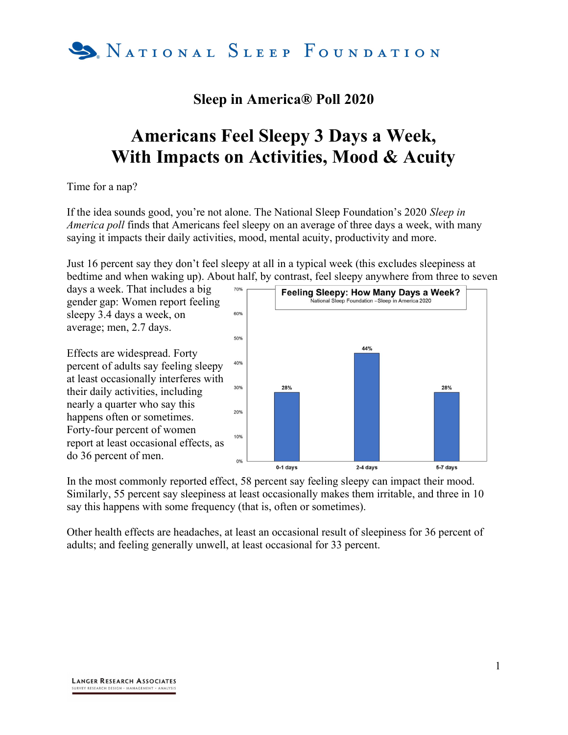# Sleep in America® Poll 2020

## Americans Feel Sleepy 3 Days a Week, With Impacts on Activities, Mood & Acuity

Time for a nap?

If the idea sounds good, you're not alone. The National Sleep Foundation's 2020 *Sleep in America poll* finds that Americans feel sleepy on an average of three days a week, with many saying it impacts their daily activities, mood, mental acuity, productivity and more.

Just 16 percent say they don't feel sleepy at all in a typical week (this excludes sleepiness at bedtime and when waking up). About half, by contrast, feel sleepy anywhere from three to seven days a week. That includes a big gender gap: Women report feeling sleepy 3.4 days a week, on average; men, 2.7 days.

Effects are widespread. Forty percent of adults say feeling sleepy at least occasionally interferes with their daily activities, including nearly a quarter who say this happens often or sometimes. Forty-four percent of women report at least occasional effects, as do 36 percent of men.

**Feeling Sleepy: How Many Days a Week?**
National Sleep Foundation – Sleep in America 2020

| Days | Percent |
|---|---|
| 0-1 days | 28% |
| 2-4 days | 44% |
| 5-7 days | 28% |

In the most commonly reported effect, 58 percent say feeling sleepy can impact their mood. Similarly, 55 percent say sleepiness at least occasionally makes them irritable, and three in 10 say this happens with some frequency (that is, often or sometimes).

Other health effects are headaches, at least an occasional result of sleepiness for 36 percent of adults; and feeling generally unwell, at least occasional for 33 percent.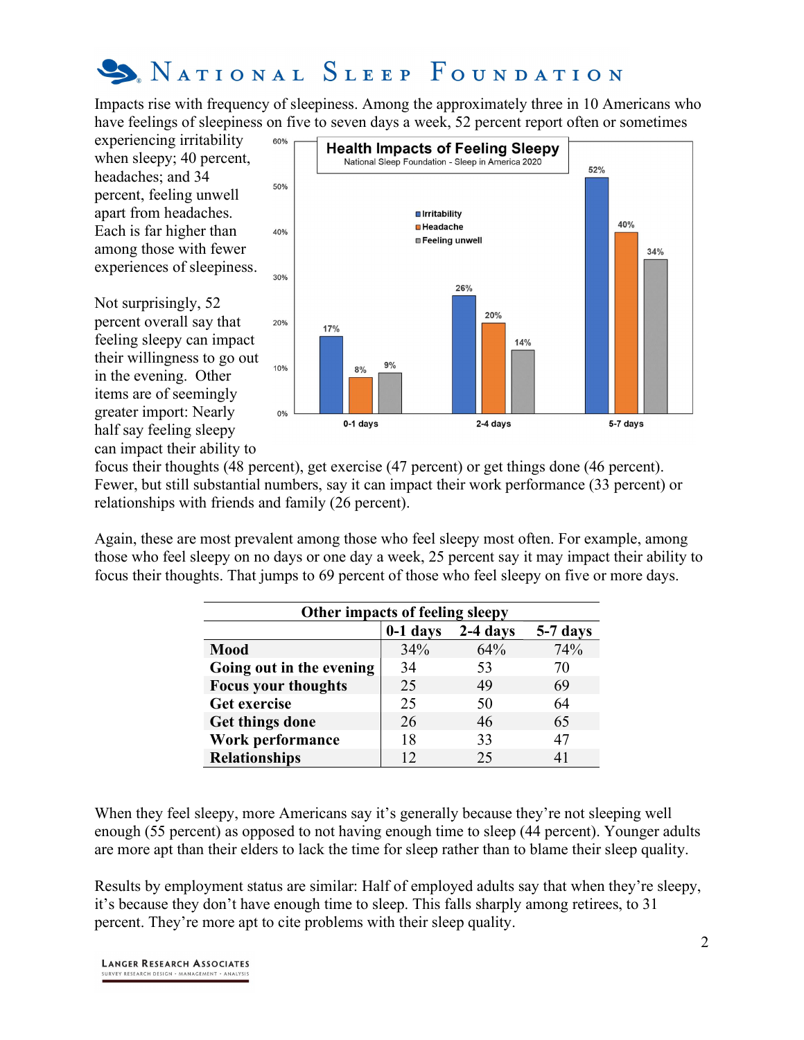Impacts rise with frequency of sleepiness. Among the approximately three in 10 Americans who have feelings of sleepiness on five to seven days a week, 52 percent report often or sometimes experiencing irritability when sleepy; 40 percent, headaches; and 34 percent, feeling unwell apart from headaches. Each is far higher than among those with fewer experiences of sleepiness.

**Health Impacts of Feeling Sleepy**
National Sleep Foundation - Sleep in America 2020

| | Irritability | Headache | Feeling unwell |
|---|---|---|---|
| 0-1 days | 17% | 8% | 9% |
| 2-4 days | 26% | 20% | 14% |
| 5-7 days | 52% | 40% | 34% |

Not surprisingly, 52 percent overall say that feeling sleepy can impact their willingness to go out in the evening. Other items are of seemingly greater import: Nearly half say feeling sleepy can impact their ability to focus their thoughts (48 percent), get exercise (47 percent) or get things done (46 percent). Fewer, but still substantial numbers, say it can impact their work performance (33 percent) or relationships with friends and family (26 percent).

Again, these are most prevalent among those who feel sleepy most often. For example, among those who feel sleepy on no days or one day a week, 25 percent say it may impact their ability to focus their thoughts. That jumps to 69 percent of those who feel sleepy on five or more days.

**Other impacts of feeling sleepy**

| | 0-1 days | 2-4 days | 5-7 days |
|---|---|---|---|
| **Mood** | 34% | 64% | 74% |
| **Going out in the evening** | 34 | 53 | 70 |
| **Focus your thoughts** | 25 | 49 | 69 |
| **Get exercise** | 25 | 50 | 64 |
| **Get things done** | 26 | 46 | 65 |
| **Work performance** | 18 | 33 | 47 |
| **Relationships** | 12 | 25 | 41 |

When they feel sleepy, more Americans say it's generally because they're not sleeping well enough (55 percent) as opposed to not having enough time to sleep (44 percent). Younger adults are more apt than their elders to lack the time for sleep rather than to blame their sleep quality.

Results by employment status are similar: Half of employed adults say that when they're sleepy, it's because they don't have enough time to sleep. This falls sharply among retirees, to 31 percent. They're more apt to cite problems with their sleep quality.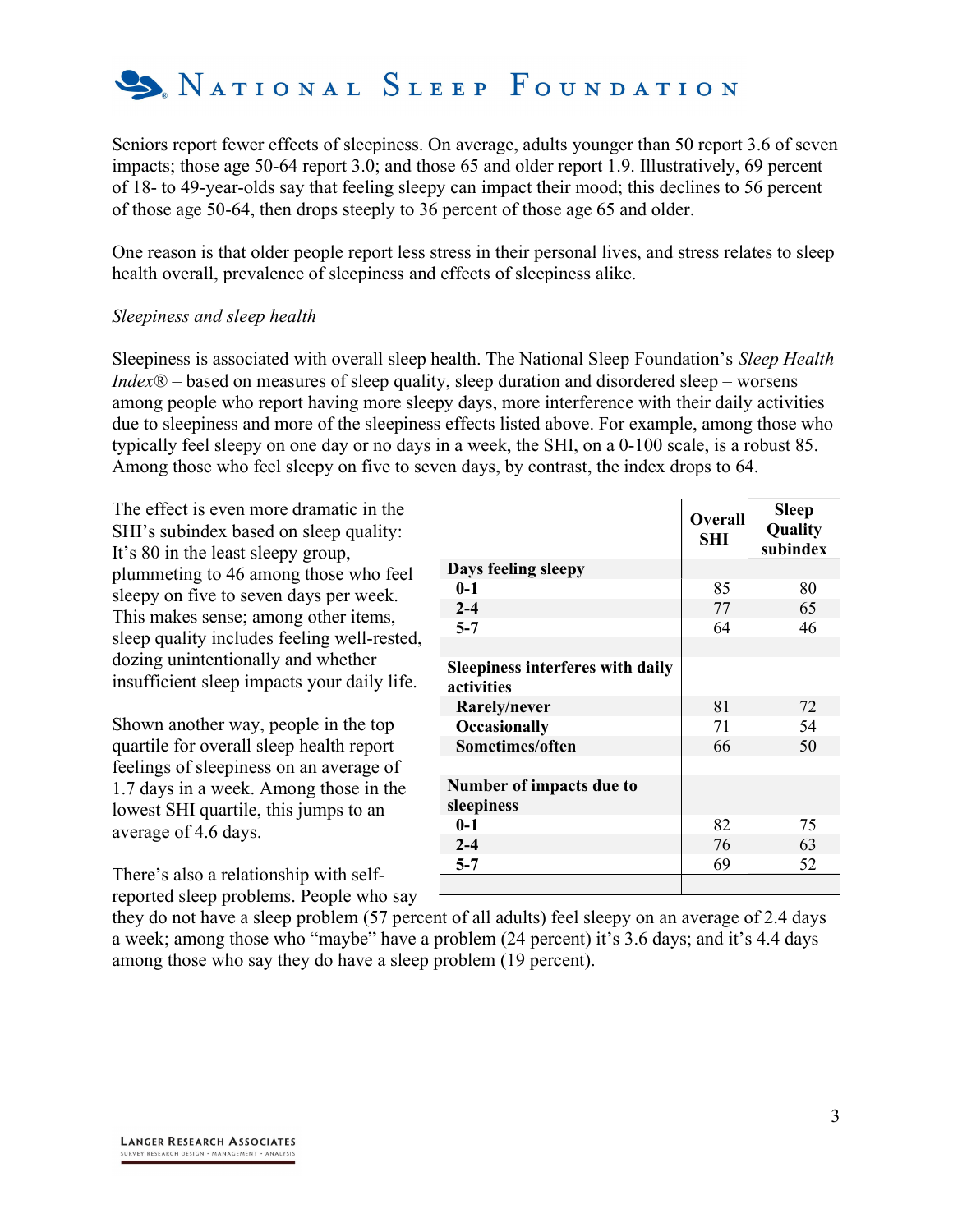Seniors report fewer effects of sleepiness. On average, adults younger than 50 report 3.6 of seven impacts; those age 50-64 report 3.0; and those 65 and older report 1.9. Illustratively, 69 percent of 18- to 49-year-olds say that feeling sleepy can impact their mood; this declines to 56 percent of those age 50-64, then drops steeply to 36 percent of those age 65 and older.

One reason is that older people report less stress in their personal lives, and stress relates to sleep health overall, prevalence of sleepiness and effects of sleepiness alike.

*Sleepiness and sleep health*

Sleepiness is associated with overall sleep health. The National Sleep Foundation's *Sleep Health Index®* – based on measures of sleep quality, sleep duration and disordered sleep – worsens among people who report having more sleepy days, more interference with their daily activities due to sleepiness and more of the sleepiness effects listed above. For example, among those who typically feel sleepy on one day or no days in a week, the SHI, on a 0-100 scale, is a robust 85. Among those who feel sleepy on five to seven days, by contrast, the index drops to 64.

The effect is even more dramatic in the SHI's subindex based on sleep quality: It's 80 in the least sleepy group, plummeting to 46 among those who feel sleepy on five to seven days per week. This makes sense; among other items, sleep quality includes feeling well-rested, dozing unintentionally and whether insufficient sleep impacts your daily life.

| | Overall SHI | Sleep Quality subindex |
|---|---|---|
| **Days feeling sleepy** | | |
| **0-1** | 85 | 80 |
| **2-4** | 77 | 65 |
| **5-7** | 64 | 46 |
| | | |
| **Sleepiness interferes with daily activities** | | |
| **Rarely/never** | 81 | 72 |
| **Occasionally** | 71 | 54 |
| **Sometimes/often** | 66 | 50 |
| | | |
| **Number of impacts due to sleepiness** | | |
| **0-1** | 82 | 75 |
| **2-4** | 76 | 63 |
| **5-7** | 69 | 52 |

Shown another way, people in the top quartile for overall sleep health report feelings of sleepiness on an average of 1.7 days in a week. Among those in the lowest SHI quartile, this jumps to an average of 4.6 days.

There's also a relationship with self-reported sleep problems. People who say they do not have a sleep problem (57 percent of all adults) feel sleepy on an average of 2.4 days a week; among those who "maybe" have a problem (24 percent) it's 3.6 days; and it's 4.4 days among those who say they do have a sleep problem (19 percent).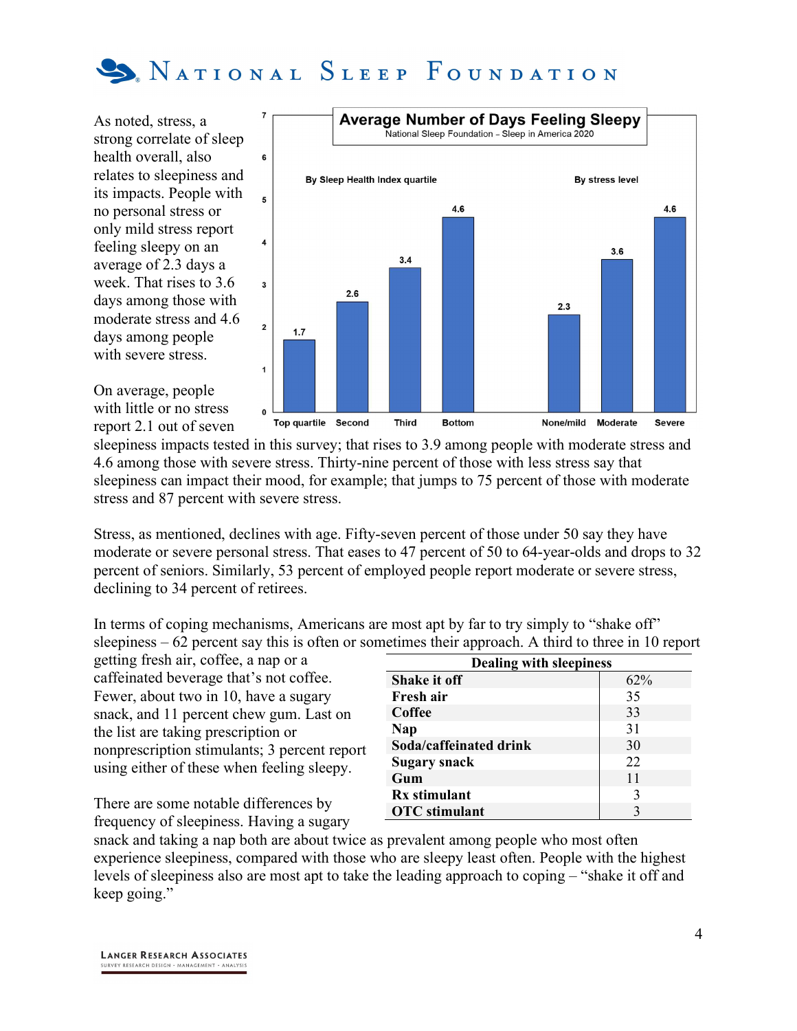As noted, stress, a strong correlate of sleep health overall, also relates to sleepiness and its impacts. People with no personal stress or only mild stress report feeling sleepy on an average of 2.3 days a week. That rises to 3.6 days among those with moderate stress and 4.6 days among people with severe stress.

**Average Number of Days Feeling Sleepy**
National Sleep Foundation – Sleep in America 2020

| By Sleep Health Index quartile | |
|---|---|
| Top quartile | 1.7 |
| Second | 2.6 |
| Third | 3.4 |
| Bottom | 4.6 |

| By stress level | |
|---|---|
| None/mild | 2.3 |
| Moderate | 3.6 |
| Severe | 4.6 |

On average, people with little or no stress report 2.1 out of seven sleepiness impacts tested in this survey; that rises to 3.9 among people with moderate stress and 4.6 among those with severe stress. Thirty-nine percent of those with less stress say that sleepiness can impact their mood, for example; that jumps to 75 percent of those with moderate stress and 87 percent with severe stress.

Stress, as mentioned, declines with age. Fifty-seven percent of those under 50 say they have moderate or severe personal stress. That eases to 47 percent of 50 to 64-year-olds and drops to 32 percent of seniors. Similarly, 53 percent of employed people report moderate or severe stress, declining to 34 percent of retirees.

In terms of coping mechanisms, Americans are most apt by far to try simply to "shake off" sleepiness – 62 percent say this is often or sometimes their approach. A third to three in 10 report getting fresh air, coffee, a nap or a caffeinated beverage that's not coffee. Fewer, about two in 10, have a sugary snack, and 11 percent chew gum. Last on the list are taking prescription or nonprescription stimulants; 3 percent report using either of these when feeling sleepy.

| Dealing with sleepiness | |
|---|---|
| **Shake it off** | 62% |
| **Fresh air** | 35 |
| **Coffee** | 33 |
| **Nap** | 31 |
| **Soda/caffeinated drink** | 30 |
| **Sugary snack** | 22 |
| **Gum** | 11 |
| **Rx stimulant** | 3 |
| **OTC stimulant** | 3 |

There are some notable differences by frequency of sleepiness. Having a sugary snack and taking a nap both are about twice as prevalent among people who most often experience sleepiness, compared with those who are sleepy least often. People with the highest levels of sleepiness also are most apt to take the leading approach to coping – "shake it off and keep going."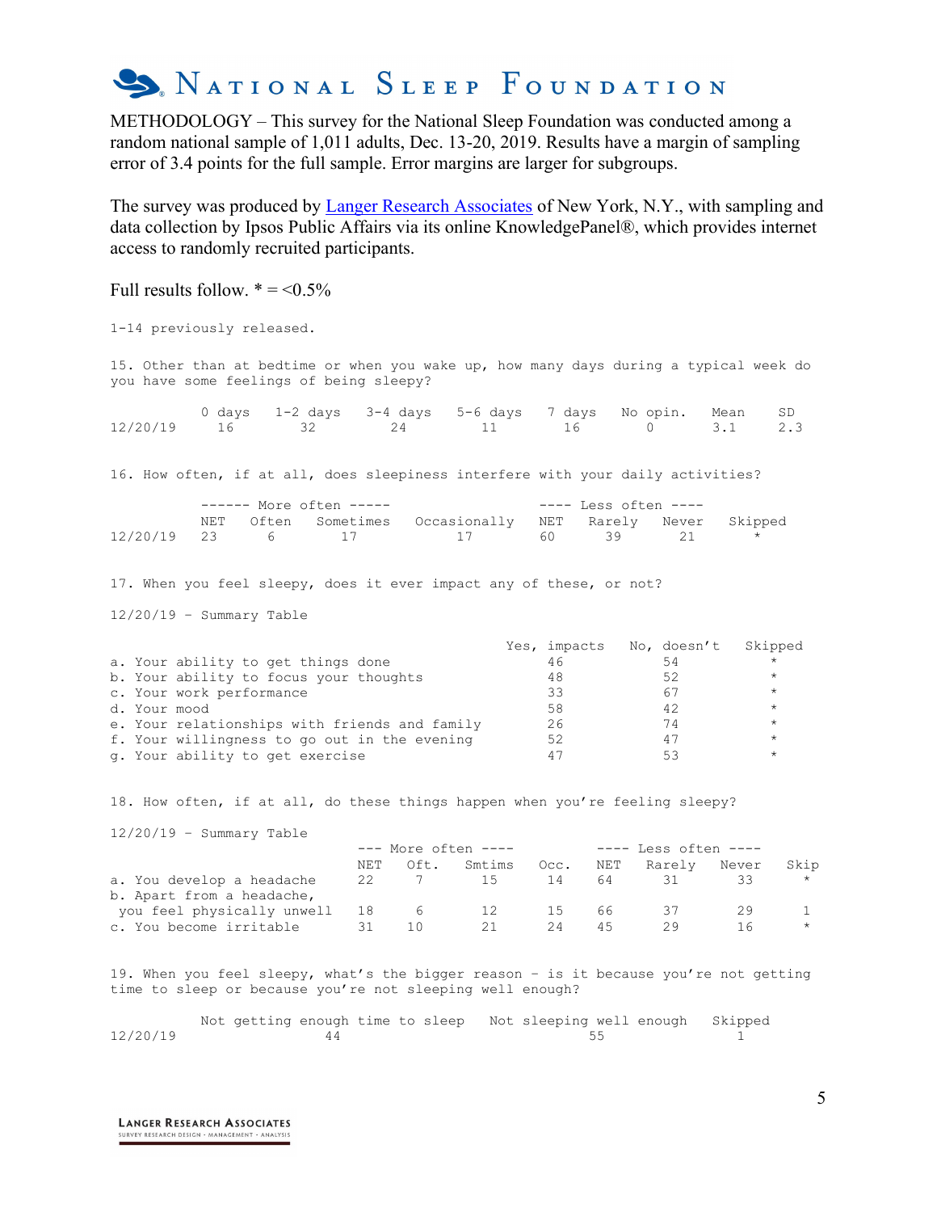# National Sleep Foundation

METHODOLOGY – This survey for the National Sleep Foundation was conducted among a random national sample of 1,011 adults, Dec. 13-20, 2019. Results have a margin of sampling error of 3.4 points for the full sample. Error margins are larger for subgroups.

The survey was produced by [Langer Research Associates](#) of New York, N.Y., with sampling and data collection by Ipsos Public Affairs via its online KnowledgePanel®, which provides internet access to randomly recruited participants.

Full results follow. * = <0.5%

1-14 previously released.

15. Other than at bedtime or when you wake up, how many days during a typical week do you have some feelings of being sleepy?

| | 0 days | 1-2 days | 3-4 days | 5-6 days | 7 days | No opin. | Mean | SD |
|---|---|---|---|---|---|---|---|---|
| 12/20/19 | 16 | 32 | 24 | 11 | 16 | 0 | 3.1 | 2.3 |

16. How often, if at all, does sleepiness interfere with your daily activities?

| | ------ More often ----- | | | | ---- Less often ---- | | | |
|---|---|---|---|---|---|---|---|---|
| | NET | Often | Sometimes | Occasionally | NET | Rarely | Never | Skipped |
| 12/20/19 | 23 | 6 | 17 | 17 | 60 | 39 | 21 | * |

17. When you feel sleepy, does it ever impact any of these, or not?

12/20/19 - Summary Table

| | Yes, impacts | No, doesn't | Skipped |
|---|---|---|---|
| a. Your ability to get things done | 46 | 54 | * |
| b. Your ability to focus your thoughts | 48 | 52 | * |
| c. Your work performance | 33 | 67 | * |
| d. Your mood | 58 | 42 | * |
| e. Your relationships with friends and family | 26 | 74 | * |
| f. Your willingness to go out in the evening | 52 | 47 | * |
| g. Your ability to get exercise | 47 | 53 | * |

18. How often, if at all, do these things happen when you're feeling sleepy?

12/20/19 - Summary Table

| | --- More often ---- | | | | ---- Less often ---- | | | |
|---|---|---|---|---|---|---|---|---|
| | NET | Oft. | Smtims | Occ. | NET | Rarely | Never | Skip |
| a. You develop a headache | 22 | 7 | 15 | 14 | 64 | 31 | 33 | * |
| b. Apart from a headache, you feel physically unwell | 18 | 6 | 12 | 15 | 66 | 37 | 29 | 1 |
| c. You become irritable | 31 | 10 | 21 | 24 | 45 | 29 | 16 | * |

19. When you feel sleepy, what's the bigger reason - is it because you're not getting time to sleep or because you're not sleeping well enough?

| | Not getting enough time to sleep | Not sleeping well enough | Skipped |
|---|---|---|---|
| 12/20/19 | 44 | 55 | 1 |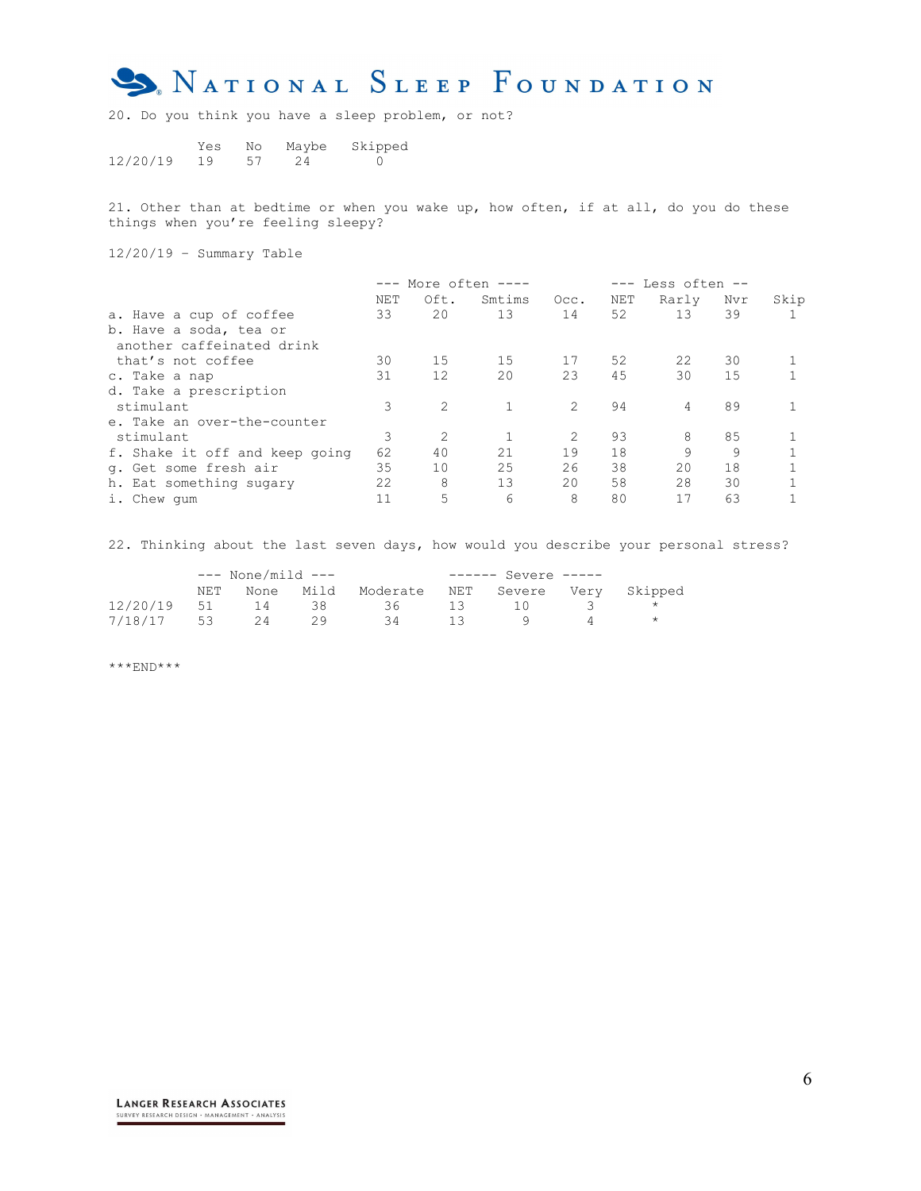20. Do you think you have a sleep problem, or not?

| | Yes | No | Maybe | Skipped |
|---|---|---|---|---|
| 12/20/19 | 19 | 57 | 24 | 0 |

21. Other than at bedtime or when you wake up, how often, if at all, do you do these things when you're feeling sleepy?

12/20/19 – Summary Table

| | --- More often ---- | | | | --- Less often -- | | | |
|---|---|---|---|---|---|---|---|---|
| | NET | Oft. | Smtims | Occ. | NET | Rarly | Nvr | Skip |
| a. Have a cup of coffee | 33 | 20 | 13 | 14 | 52 | 13 | 39 | 1 |
| b. Have a soda, tea or another caffeinated drink that's not coffee | 30 | 15 | 15 | 17 | 52 | 22 | 30 | 1 |
| c. Take a nap | 31 | 12 | 20 | 23 | 45 | 30 | 15 | 1 |
| d. Take a prescription stimulant | 3 | 2 | 1 | 2 | 94 | 4 | 89 | 1 |
| e. Take an over-the-counter stimulant | 3 | 2 | 1 | 2 | 93 | 8 | 85 | 1 |
| f. Shake it off and keep going | 62 | 40 | 21 | 19 | 18 | 9 | 9 | 1 |
| g. Get some fresh air | 35 | 10 | 25 | 26 | 38 | 20 | 18 | 1 |
| h. Eat something sugary | 22 | 8 | 13 | 20 | 58 | 28 | 30 | 1 |
| i. Chew gum | 11 | 5 | 6 | 8 | 80 | 17 | 63 | 1 |

22. Thinking about the last seven days, how would you describe your personal stress?

| | --- None/mild --- | | | | ------ Severe ----- | | | |
|---|---|---|---|---|---|---|---|---|
| | NET | None | Mild | Moderate | NET | Severe | Very | Skipped |
| 12/20/19 | 51 | 14 | 38 | 36 | 13 | 10 | 3 | * |
| 7/18/17 | 53 | 24 | 29 | 34 | 13 | 9 | 4 | * |

***END***